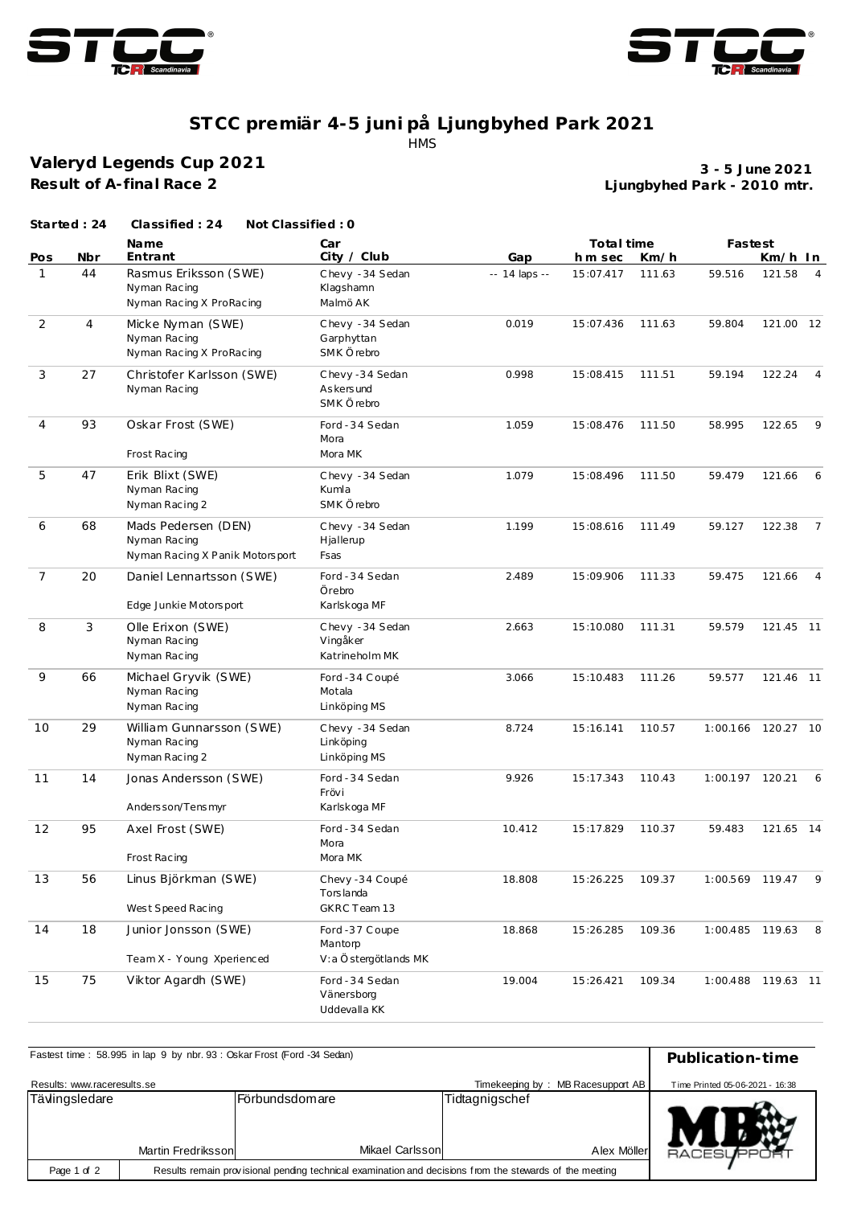# STCC premiär 4-5 juni på Ljungbyhed Park 2021

HMS

## Valeryd Legends Cup 2021

**Result of A-final Race 2**

**3 - 5 June 2021**
**Ljungbyhed Park - 2010 mtr.**

**Started : 24 Classified : 24 Not Classified : 0**

| Pos | Nbr | Name / Entrant | Car / City / Club | Gap | Total time h m sec | Km/h | Fastest | Km/h | In |
|---|---|---|---|---|---|---|---|---|---|
| 1 | 44 | Rasmus Eriksson (SWE) Nyman Racing Nyman Racing X ProRacing | Chevy -34 Sedan Klagshamn Malmö AK | -- 14 laps -- | 15:07.417 | 111.63 | 59.516 | 121.58 | 4 |
| 2 | 4 | Micke Nyman (SWE) Nyman Racing Nyman Racing X ProRacing | Chevy -34 Sedan Garphyttan SMK Örebro | 0.019 | 15:07.436 | 111.63 | 59.804 | 121.00 | 12 |
| 3 | 27 | Christofer Karlsson (SWE) Nyman Racing | Chevy -34 Sedan Askersund SMK Örebro | 0.998 | 15:08.415 | 111.51 | 59.194 | 122.24 | 4 |
| 4 | 93 | Oskar Frost (SWE) Frost Racing | Ford -34 Sedan Mora Mora MK | 1.059 | 15:08.476 | 111.50 | 58.995 | 122.65 | 9 |
| 5 | 47 | Erik Blixt (SWE) Nyman Racing Nyman Racing 2 | Chevy -34 Sedan Kumla SMK Örebro | 1.079 | 15:08.496 | 111.50 | 59.479 | 121.66 | 6 |
| 6 | 68 | Mads Pedersen (DEN) Nyman Racing Nyman Racing X Panik Motorsport | Chevy -34 Sedan Hjallerup Fsas | 1.199 | 15:08.616 | 111.49 | 59.127 | 122.38 | 7 |
| 7 | 20 | Daniel Lennartsson (SWE) Edge Junkie Motorsport | Ford -34 Sedan Örebro Karlskoga MF | 2.489 | 15:09.906 | 111.33 | 59.475 | 121.66 | 4 |
| 8 | 3 | Olle Erixon (SWE) Nyman Racing Nyman Racing | Chevy -34 Sedan Vingåker Katrineholm MK | 2.663 | 15:10.080 | 111.31 | 59.579 | 121.45 | 11 |
| 9 | 66 | Michael Gryvik (SWE) Nyman Racing Nyman Racing | Ford -34 Coupé Motala Linköping MS | 3.066 | 15:10.483 | 111.26 | 59.577 | 121.46 | 11 |
| 10 | 29 | William Gunnarsson (SWE) Nyman Racing Nyman Racing 2 | Chevy -34 Sedan Linköping Linköping MS | 8.724 | 15:16.141 | 110.57 | 1:00.166 | 120.27 | 10 |
| 11 | 14 | Jonas Andersson (SWE) Andersson/Tensmyr | Ford -34 Sedan Frövi Karlskoga MF | 9.926 | 15:17.343 | 110.43 | 1:00.197 | 120.21 | 6 |
| 12 | 95 | Axel Frost (SWE) Frost Racing | Ford -34 Sedan Mora Mora MK | 10.412 | 15:17.829 | 110.37 | 59.483 | 121.65 | 14 |
| 13 | 56 | Linus Björkman (SWE) West Speed Racing | Chevy -34 Coupé Torslanda GKRC Team 13 | 18.808 | 15:26.225 | 109.37 | 1:00.569 | 119.47 | 9 |
| 14 | 18 | Junior Jonsson (SWE) Team X - Young Xperienced | Ford -37 Coupe Mantorp V:a Östergötlands MK | 18.868 | 15:26.285 | 109.36 | 1:00.485 | 119.63 | 8 |
| 15 | 75 | Viktor Agardh (SWE) | Ford -34 Sedan Vänersborg Uddevalla KK | 19.004 | 15:26.421 | 109.34 | 1:00.488 | 119.63 | 11 |

Fastest time : 58.995 in lap 9 by nbr. 93 : Oskar Frost (Ford -34 Sedan)

**Publication-time**

Results: www.raceresults.se

Timekeeping by : MB Racesupport AB

Time Printed 05-06-2021 - 16:38

| Tävlingsledare | Förbundsdomare | Tidtagningschef |
|---|---|---|
| Martin Fredriksson | Mikael Carlsson | Alex Möller |

Results remain provisional pending technical examination and decisions from the stewards of the meeting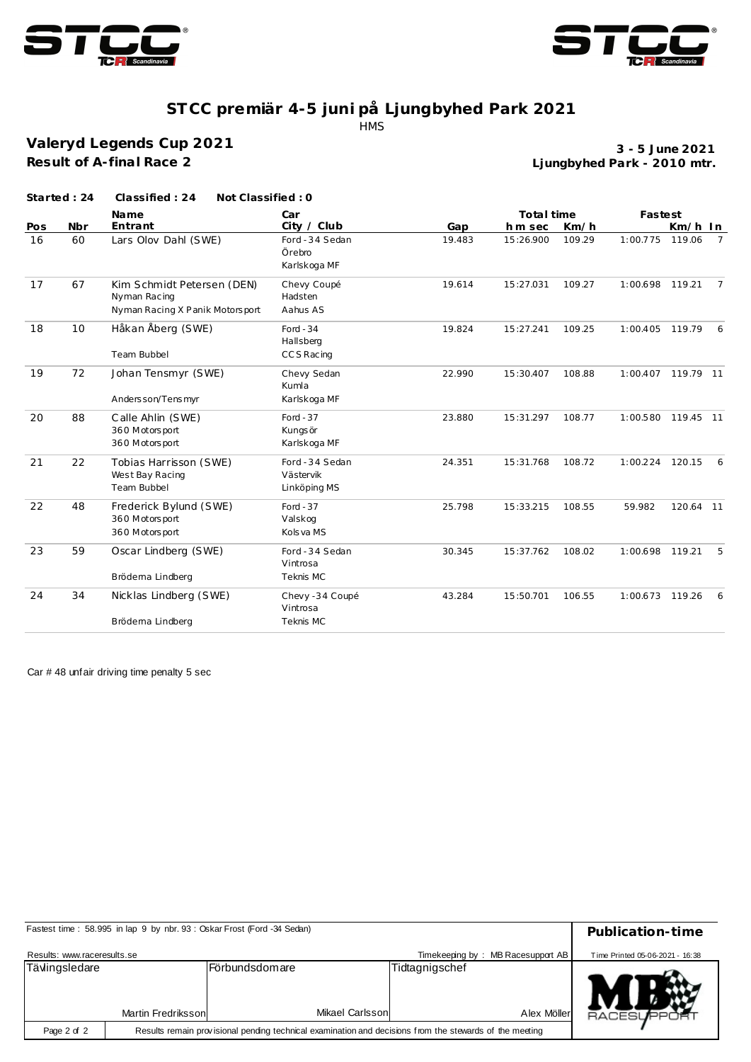# STCC premiär 4-5 juni på Ljungbyhed Park 2021

HMS

## Valeryd Legends Cup 2021

**Result of A-final Race 2**

**3 - 5 June 2021**
**Ljungbyhed Park - 2010 mtr.**

**Started : 24** **Classified : 24** **Not Classified : 0**

| Pos | Nbr | Name / Entrant | Car / City / Club | Gap | Total time h m sec | Km/h | Fastest | Km/h | In |
|---|---|---|---|---|---|---|---|---|---|
| 16 | 60 | Lars Olov Dahl (SWE) | Ford -34 Sedan<br>Örebro<br>Karlskoga MF | 19.483 | 15:26.900 | 109.29 | 1:00.775 | 119.06 | 7 |
| 17 | 67 | Kim Schmidt Petersen (DEN)<br>Nyman Racing<br>Nyman Racing X Panik Motorsport | Chevy Coupé<br>Hadsten<br>Aahus AS | 19.614 | 15:27.031 | 109.27 | 1:00.698 | 119.21 | 7 |
| 18 | 10 | Håkan Åberg (SWE)<br><br>Team Bubbel | Ford -34<br>Hallsberg<br>CCS Racing | 19.824 | 15:27.241 | 109.25 | 1:00.405 | 119.79 | 6 |
| 19 | 72 | Johan Tensmyr (SWE)<br><br>Andersson/Tensmyr | Chevy Sedan<br>Kumla<br>Karlskoga MF | 22.990 | 15:30.407 | 108.88 | 1:00.407 | 119.79 | 11 |
| 20 | 88 | Calle Ahlin (SWE)<br>360 Motorsport<br>360 Motorsport | Ford -37<br>Kungsör<br>Karlskoga MF | 23.880 | 15:31.297 | 108.77 | 1:00.580 | 119.45 | 11 |
| 21 | 22 | Tobias Harrisson (SWE)<br>West Bay Racing<br>Team Bubbel | Ford -34 Sedan<br>Västervik<br>Linköping MS | 24.351 | 15:31.768 | 108.72 | 1:00.224 | 120.15 | 6 |
| 22 | 48 | Frederick Bylund (SWE)<br>360 Motorsport<br>360 Motorsport | Ford -37<br>Valskog<br>Kolsva MS | 25.798 | 15:33.215 | 108.55 | 59.982 | 120.64 | 11 |
| 23 | 59 | Oscar Lindberg (SWE)<br><br>Bröderna Lindberg | Ford -34 Sedan<br>Vintrosa<br>Teknis MC | 30.345 | 15:37.762 | 108.02 | 1:00.698 | 119.21 | 5 |
| 24 | 34 | Nicklas Lindberg (SWE)<br><br>Bröderna Lindberg | Chevy -34 Coupé<br>Vintrosa<br>Teknis MC | 43.284 | 15:50.701 | 106.55 | 1:00.673 | 119.26 | 6 |

Car # 48 unfair driving time penalty 5 sec

Fastest time : 58.995 in lap 9 by nbr. 93 : Oskar Frost (Ford -34 Sedan)

**Publication-time**

Results: www.raceresults.se

Timekeeping by : MB Racesupport AB

Time Printed 05-06-2021 - 16:38

| Tävlingsledare | Förbundsdomare | Tidtagnigschef |
|---|---|---|
| Martin Fredriksson | Mikael Carlsson | Alex Möller |

Results remain provisional pending technical examination and decisions from the stewards of the meeting